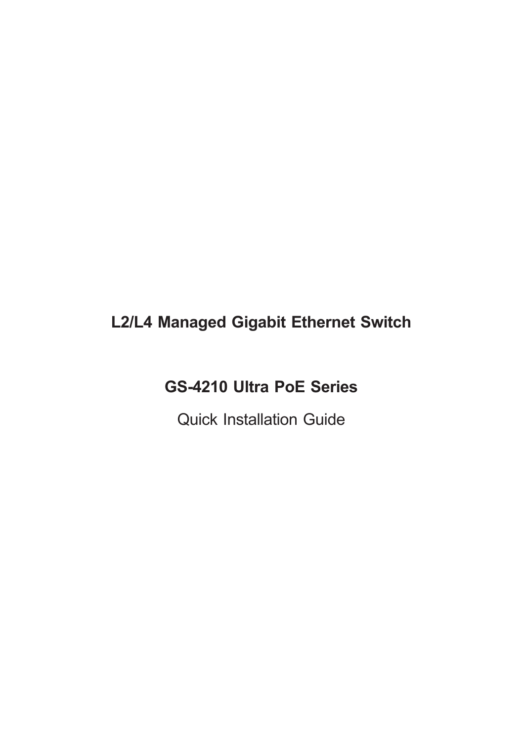# L2/L4 Managed Gigabit Ethernet Switch

## GS-4210 Ultra PoE Series

Quick Installation Guide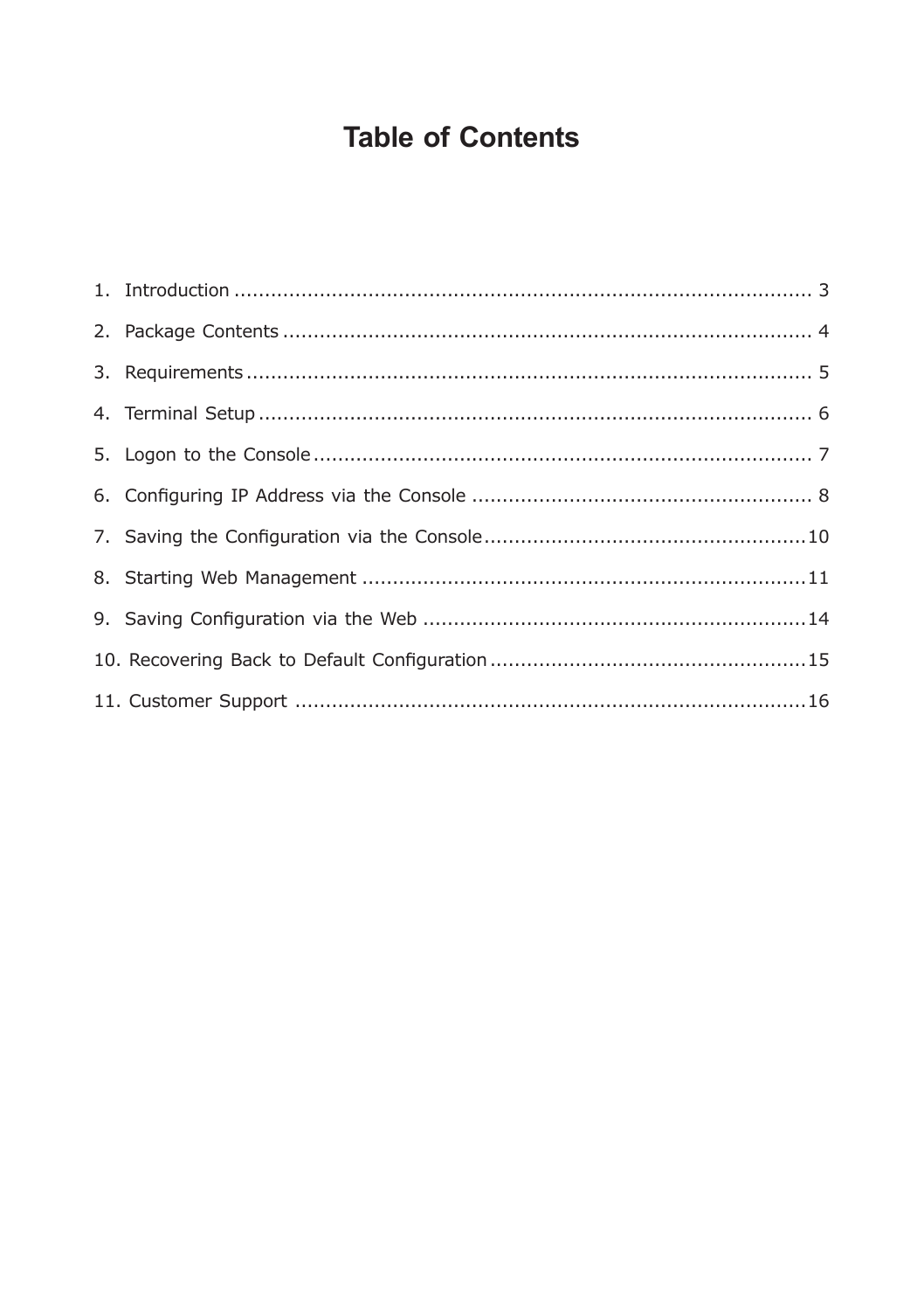# Table of Contents

1. Introduction ............................................................................................. 3

2. Package Contents ..................................................................................... 4

3. Requirements ........................................................................................... 5

4. Terminal Setup ......................................................................................... 6

5. Logon to the Console ................................................................................ 7

6. Configuring IP Address via the Console ....................................................... 8

7. Saving the Configuration via the Console ....................................................10

8. Starting Web Management ........................................................................11

9. Saving Configuration via the Web ..............................................................14

10. Recovering Back to Default Configuration ...................................................15

11. Customer Support ...................................................................................16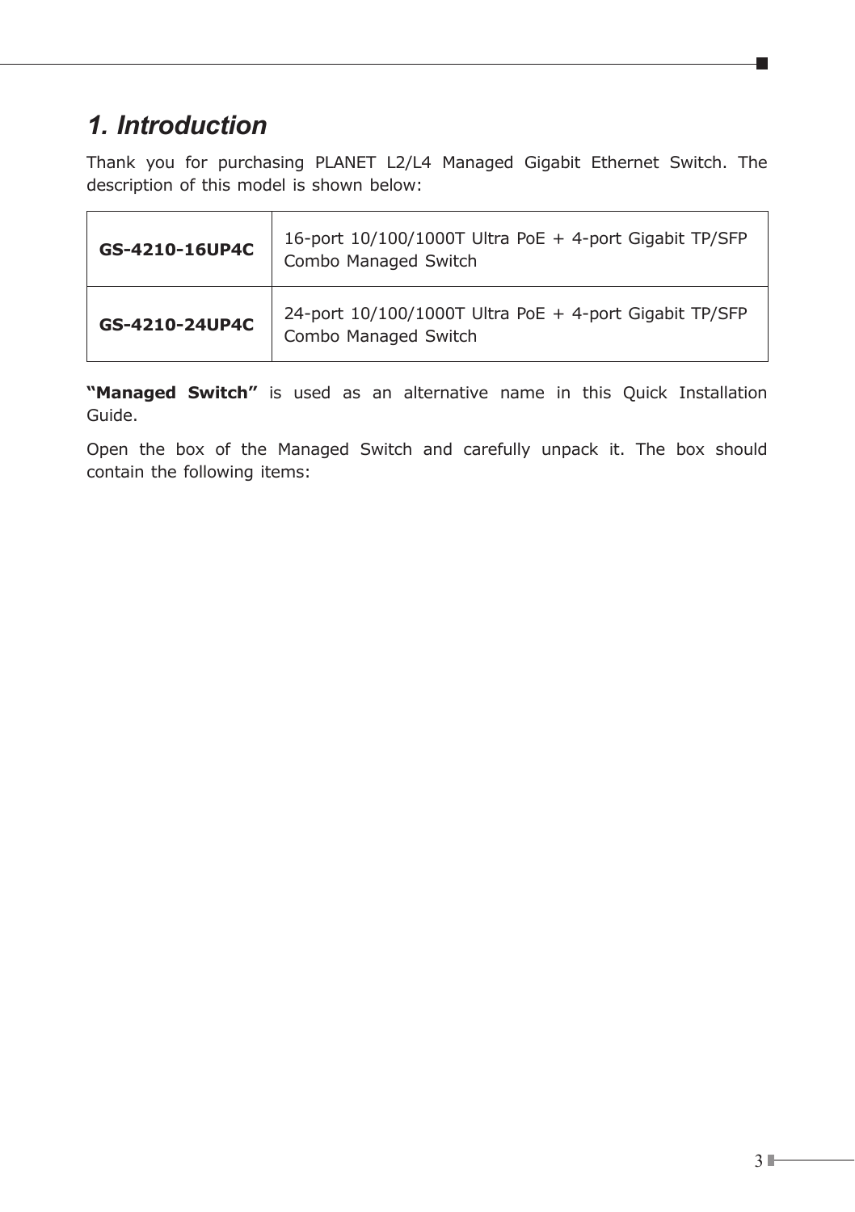# 1. Introduction

Thank you for purchasing PLANET L2/L4 Managed Gigabit Ethernet Switch. The description of this model is shown below:

| | |
|---|---|
| **GS-4210-16UP4C** | 16-port 10/100/1000T Ultra PoE + 4-port Gigabit TP/SFP Combo Managed Switch |
| **GS-4210-24UP4C** | 24-port 10/100/1000T Ultra PoE + 4-port Gigabit TP/SFP Combo Managed Switch |

**"Managed Switch"** is used as an alternative name in this Quick Installation Guide.

Open the box of the Managed Switch and carefully unpack it. The box should contain the following items: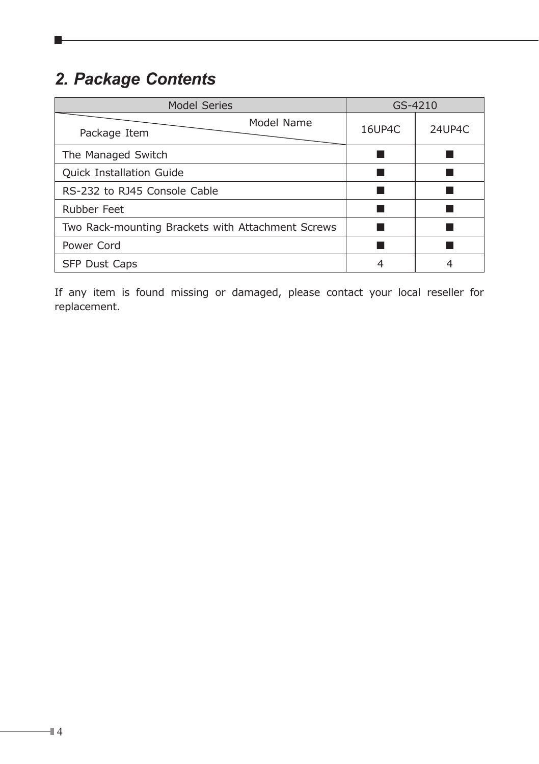## 2. Package Contents

| Model Series | GS-4210 | |
|---|---|---|
| Package Item / Model Name | 16UP4C | 24UP4C |
| The Managed Switch | ■ | ■ |
| Quick Installation Guide | ■ | ■ |
| RS-232 to RJ45 Console Cable | ■ | ■ |
| Rubber Feet | ■ | ■ |
| Two Rack-mounting Brackets with Attachment Screws | ■ | ■ |
| Power Cord | ■ | ■ |
| SFP Dust Caps | 4 | 4 |

If any item is found missing or damaged, please contact your local reseller for replacement.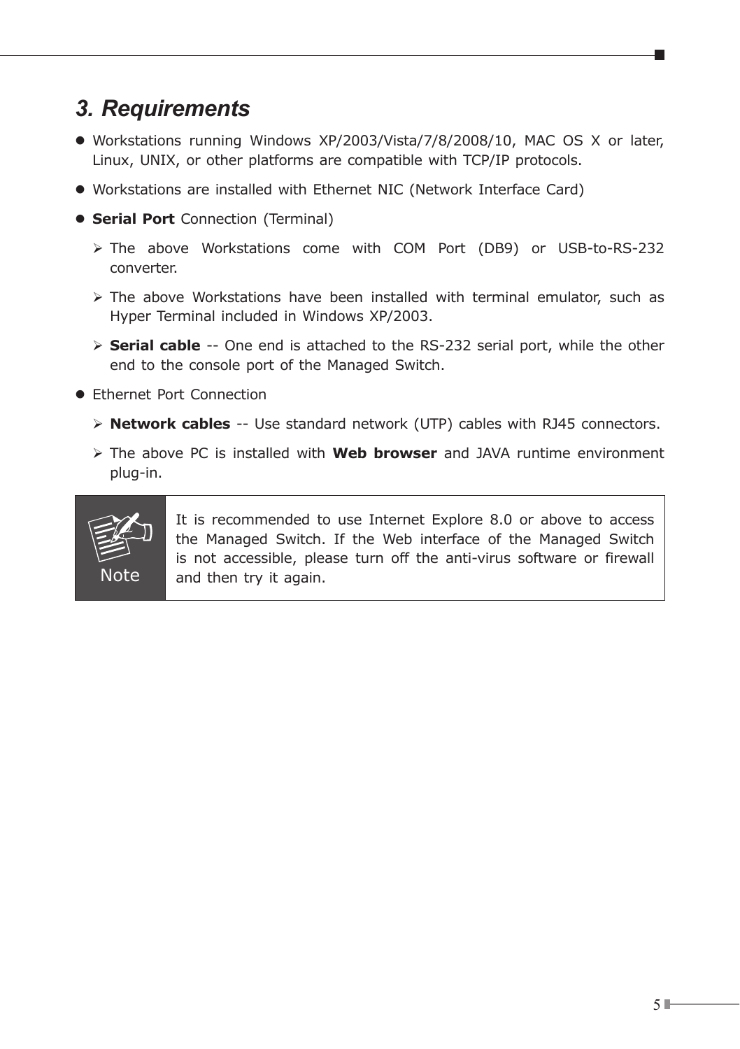## *3. Requirements*

- Workstations running Windows XP/2003/Vista/7/8/2008/10, MAC OS X or later, Linux, UNIX, or other platforms are compatible with TCP/IP protocols.
- Workstations are installed with Ethernet NIC (Network Interface Card)
- **Serial Port** Connection (Terminal)
  - The above Workstations come with COM Port (DB9) or USB-to-RS-232 converter.
  - The above Workstations have been installed with terminal emulator, such as Hyper Terminal included in Windows XP/2003.
  - **Serial cable** -- One end is attached to the RS-232 serial port, while the other end to the console port of the Managed Switch.
- Ethernet Port Connection
  - **Network cables** -- Use standard network (UTP) cables with RJ45 connectors.
  - The above PC is installed with **Web browser** and JAVA runtime environment plug-in.

| | |
|---|---|
| Note | It is recommended to use Internet Explore 8.0 or above to access the Managed Switch. If the Web interface of the Managed Switch is not accessible, please turn off the anti-virus software or firewall and then try it again. |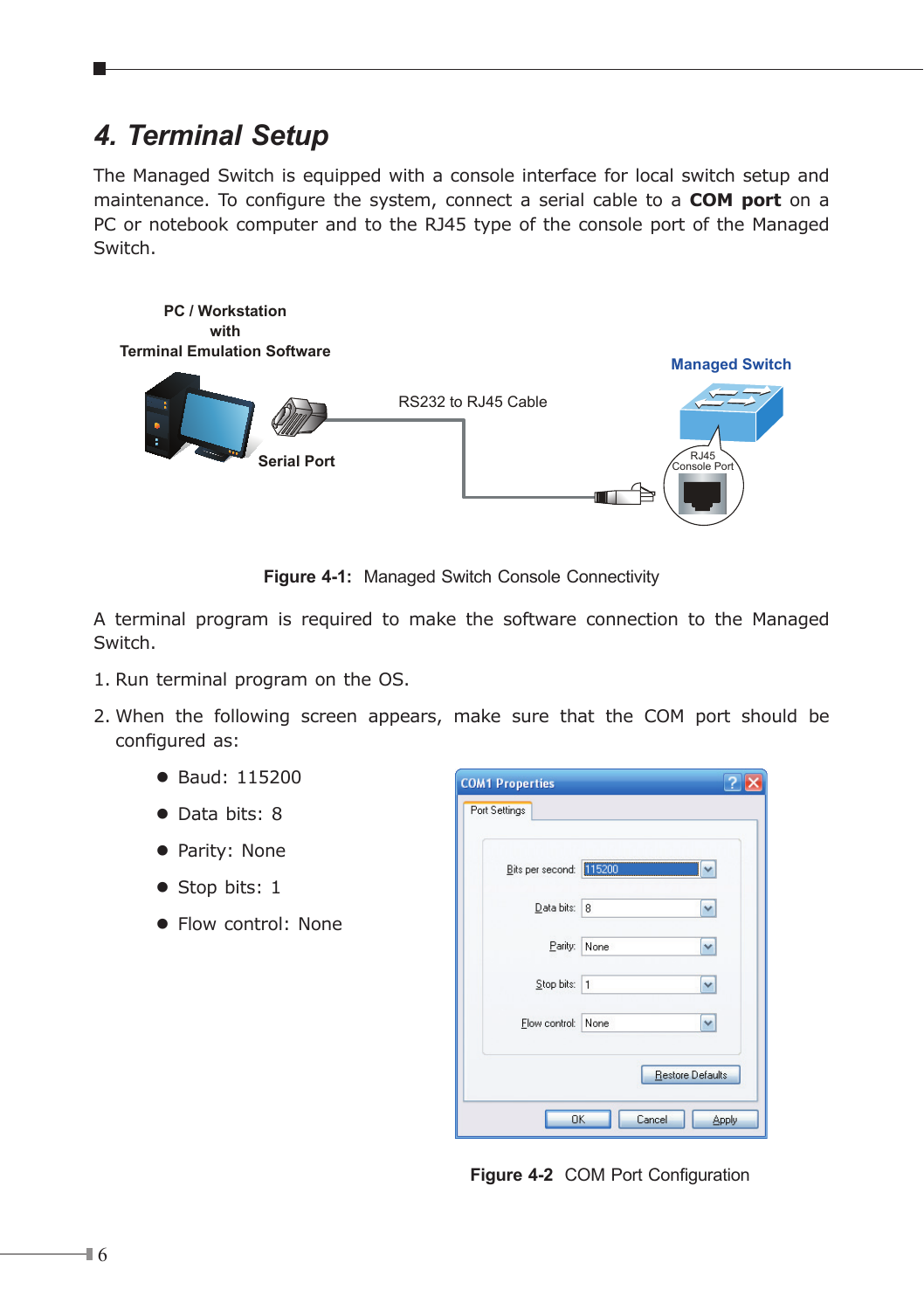# 4. Terminal Setup

The Managed Switch is equipped with a console interface for local switch setup and maintenance. To configure the system, connect a serial cable to a **COM port** on a PC or notebook computer and to the RJ45 type of the console port of the Managed Switch.

PC / Workstation
with
Terminal Emulation Software

Serial Port

RS232 to RJ45 Cable

Managed Switch

RJ45
Console Port

**Figure 4-1:** Managed Switch Console Connectivity

A terminal program is required to make the software connection to the Managed Switch.

1. Run terminal program on the OS.
2. When the following screen appears, make sure that the COM port should be configured as:
   - Baud: 115200
   - Data bits: 8
   - Parity: None
   - Stop bits: 1
   - Flow control: None

COM1 Properties

Port Settings

Bits per second: 115200

Data bits: 8

Parity: None

Stop bits: 1

Flow control: None

Restore Defaults

OK Cancel Apply

**Figure 4-2** COM Port Configuration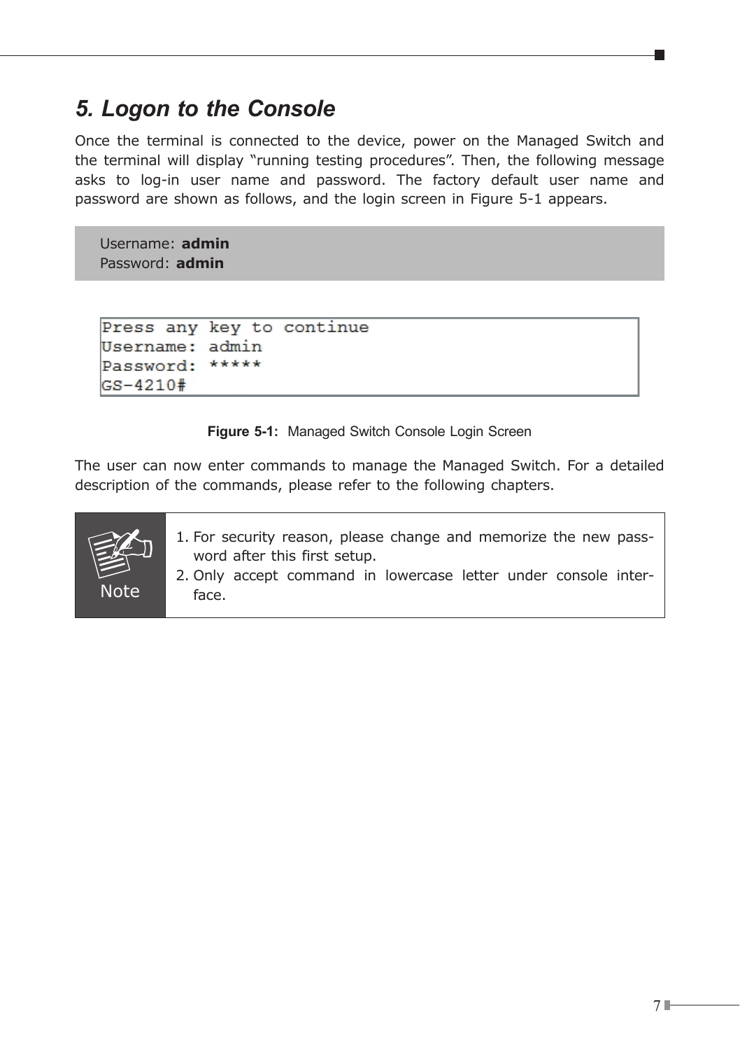## 5. Logon to the Console

Once the terminal is connected to the device, power on the Managed Switch and the terminal will display "running testing procedures". Then, the following message asks to log-in user name and password. The factory default user name and password are shown as follows, and the login screen in Figure 5-1 appears.

Username: **admin**
Password: **admin**

```
Press any key to continue
Username: admin
Password: *****
GS-4210#
```

**Figure 5-1:** Managed Switch Console Login Screen

The user can now enter commands to manage the Managed Switch. For a detailed description of the commands, please refer to the following chapters.

Note

1. For security reason, please change and memorize the new password after this first setup.
2. Only accept command in lowercase letter under console interface.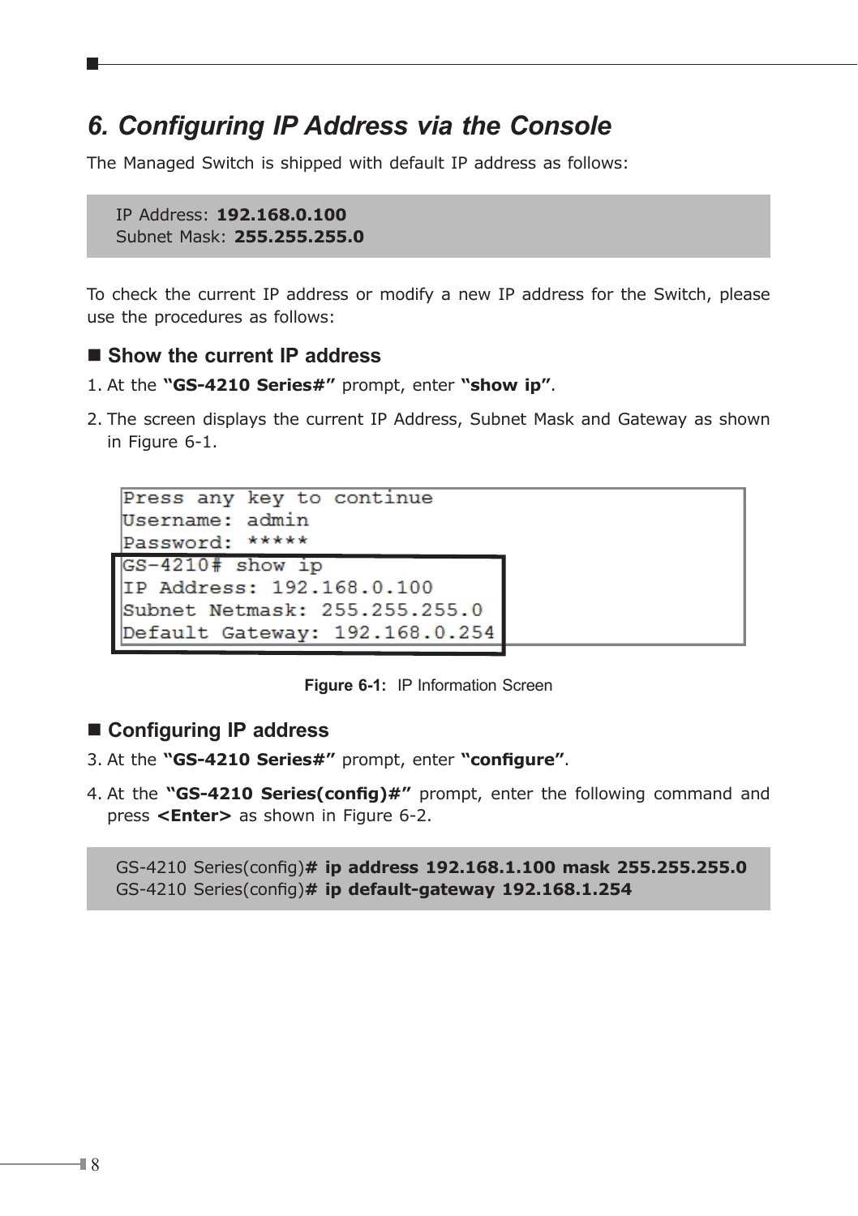# 6. Configuring IP Address via the Console

The Managed Switch is shipped with default IP address as follows:

```
IP Address: 192.168.0.100
Subnet Mask: 255.255.255.0
```

To check the current IP address or modify a new IP address for the Switch, please use the procedures as follows:

## ■ Show the current IP address

1. At the **"GS-4210 Series#"** prompt, enter **"show ip"**.
2. The screen displays the current IP Address, Subnet Mask and Gateway as shown in Figure 6-1.

```
Press any key to continue
Username: admin
Password: *****
GS-4210# show ip
IP Address: 192.168.0.100
Subnet Netmask: 255.255.255.0
Default Gateway: 192.168.0.254
```

**Figure 6-1:** IP Information Screen

## ■ Configuring IP address

3. At the **"GS-4210 Series#"** prompt, enter **"configure"**.
4. At the **"GS-4210 Series(config)#"** prompt, enter the following command and press **<Enter>** as shown in Figure 6-2.

```
GS-4210 Series(config)# ip address 192.168.1.100 mask 255.255.255.0
GS-4210 Series(config)# ip default-gateway 192.168.1.254
```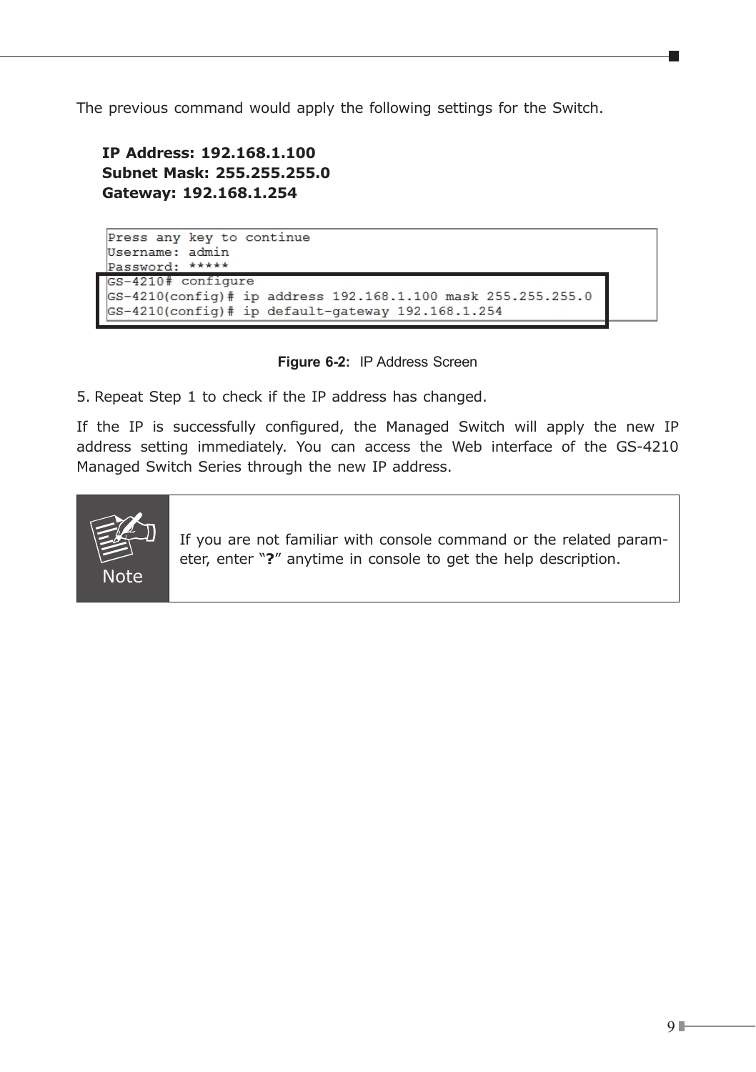The previous command would apply the following settings for the Switch.

**IP Address: 192.168.1.100**
**Subnet Mask: 255.255.255.0**
**Gateway: 192.168.1.254**

```
Press any key to continue
Username: admin
Password: *****
GS-4210# configure
GS-4210(config)# ip address 192.168.1.100 mask 255.255.255.0
GS-4210(config)# ip default-gateway 192.168.1.254
```

**Figure 6-2:** IP Address Screen

5. Repeat Step 1 to check if the IP address has changed.

If the IP is successfully configured, the Managed Switch will apply the new IP address setting immediately. You can access the Web interface of the GS-4210 Managed Switch Series through the new IP address.

| | |
|---|---|
| Note | If you are not familiar with console command or the related parameter, enter "**?**" anytime in console to get the help description. |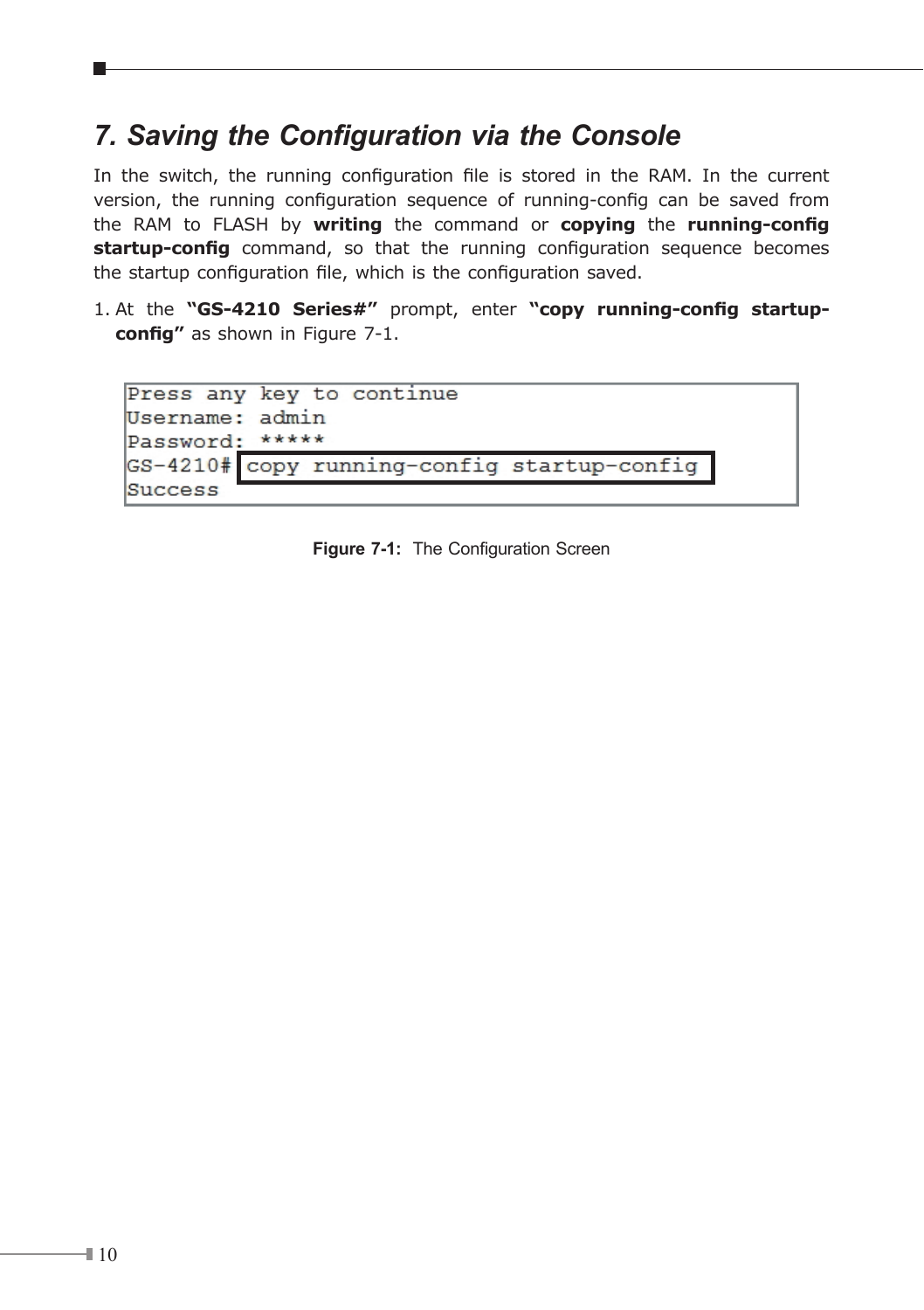## *7. Saving the Configuration via the Console*

In the switch, the running configuration file is stored in the RAM. In the current version, the running configuration sequence of running-config can be saved from the RAM to FLASH by **writing** the command or **copying** the **running-config startup-config** command, so that the running configuration sequence becomes the startup configuration file, which is the configuration saved.

1. At the **"GS-4210 Series#"** prompt, enter **"copy running-config startup-config"** as shown in Figure 7-1.

```
Press any key to continue
Username: admin
Password: *****
GS-4210# copy running-config startup-config
Success
```

**Figure 7-1:** The Configuration Screen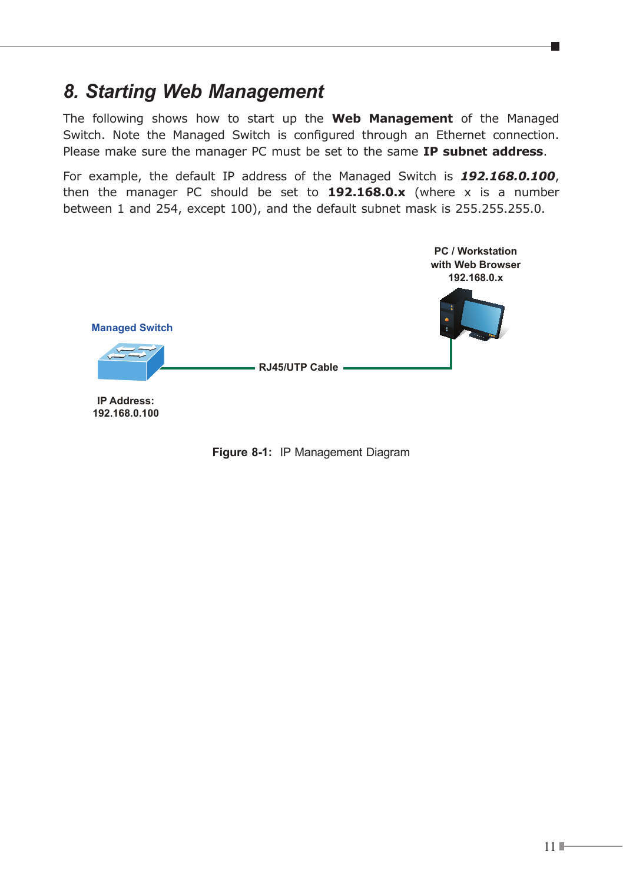# 8. Starting Web Management

The following shows how to start up the **Web Management** of the Managed Switch. Note the Managed Switch is configured through an Ethernet connection. Please make sure the manager PC must be set to the same **IP subnet address**.

For example, the default IP address of the Managed Switch is ***192.168.0.100***, then the manager PC should be set to **192.168.0.x** (where x is a number between 1 and 254, except 100), and the default subnet mask is 255.255.255.0.

PC / Workstation
with Web Browser
192.168.0.x

Managed Switch

RJ45/UTP Cable

IP Address:
192.168.0.100

**Figure 8-1:** IP Management Diagram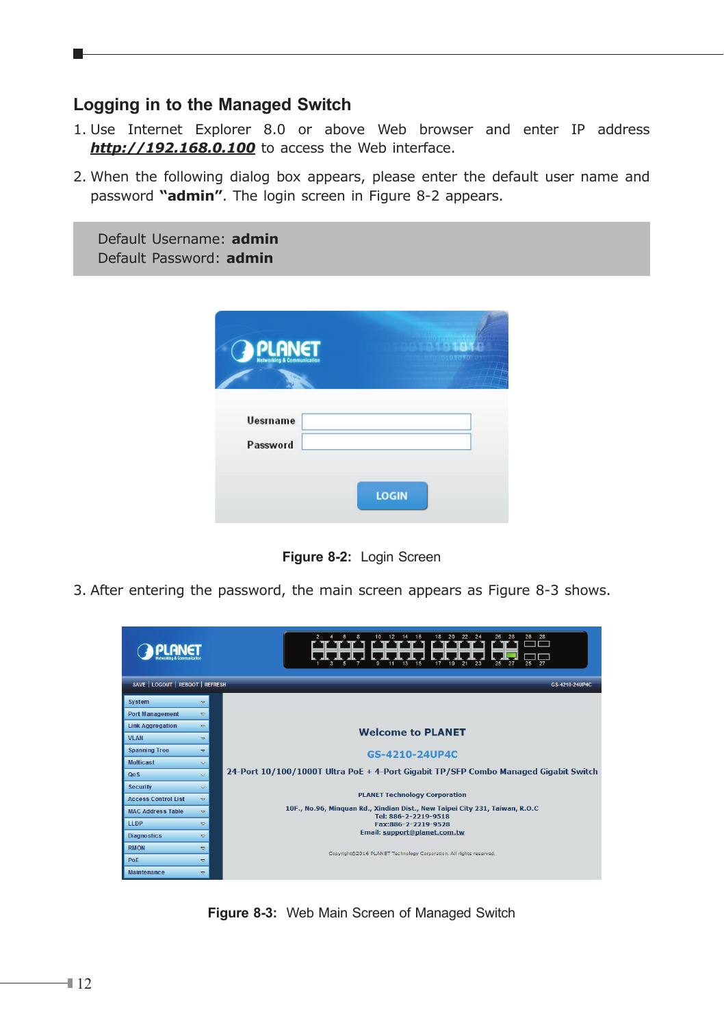## Logging in to the Managed Switch

1. Use Internet Explorer 8.0 or above Web browser and enter IP address ***http://192.168.0.100*** to access the Web interface.

2. When the following dialog box appears, please enter the default user name and password **"admin"**. The login screen in Figure 8-2 appears.

> Default Username: **admin**
> Default Password: **admin**

**Figure 8-2:** Login Screen

3. After entering the password, the main screen appears as Figure 8-3 shows.

**Figure 8-3:** Web Main Screen of Managed Switch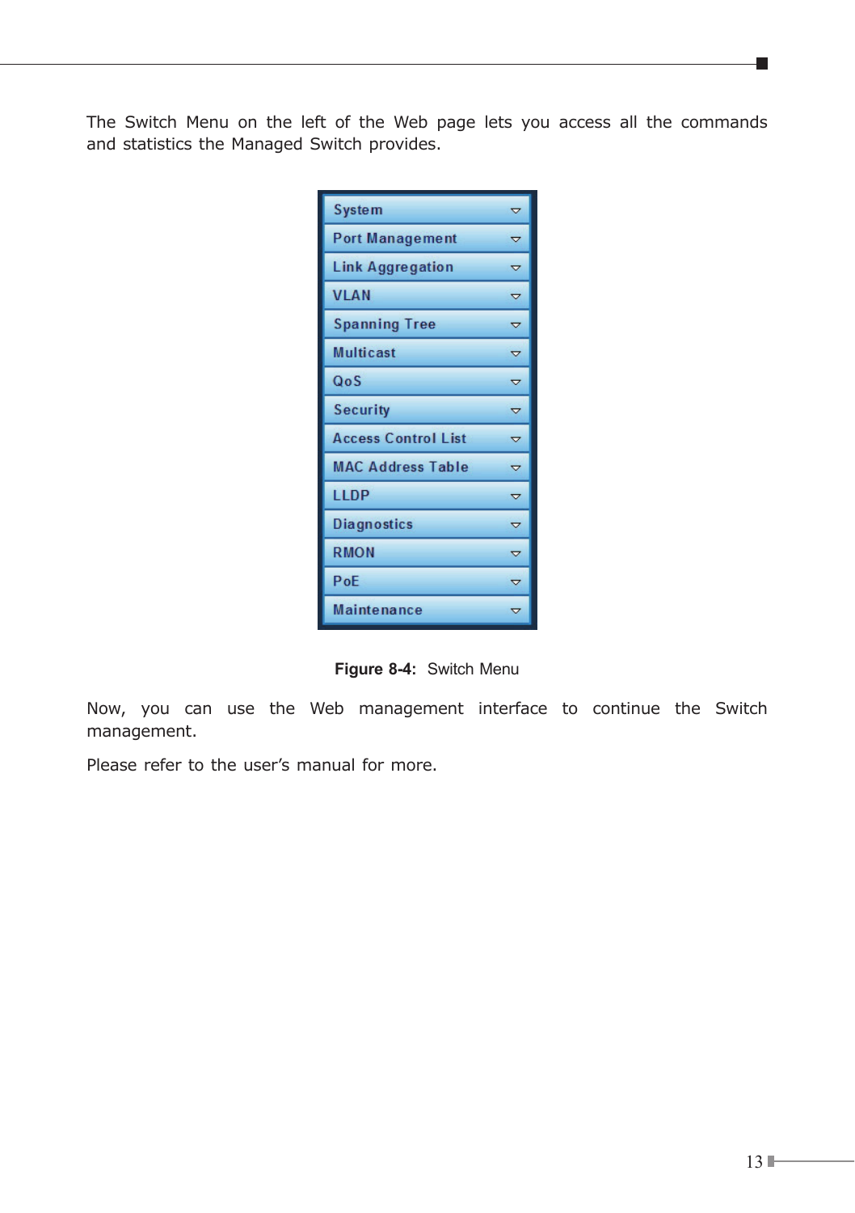The Switch Menu on the left of the Web page lets you access all the commands and statistics the Managed Switch provides.

System
Port Management
Link Aggregation
VLAN
Spanning Tree
Multicast
QoS
Security
Access Control List
MAC Address Table
LLDP
Diagnostics
RMON
PoE
Maintenance

**Figure 8-4:** Switch Menu

Now, you can use the Web management interface to continue the Switch management.

Please refer to the user's manual for more.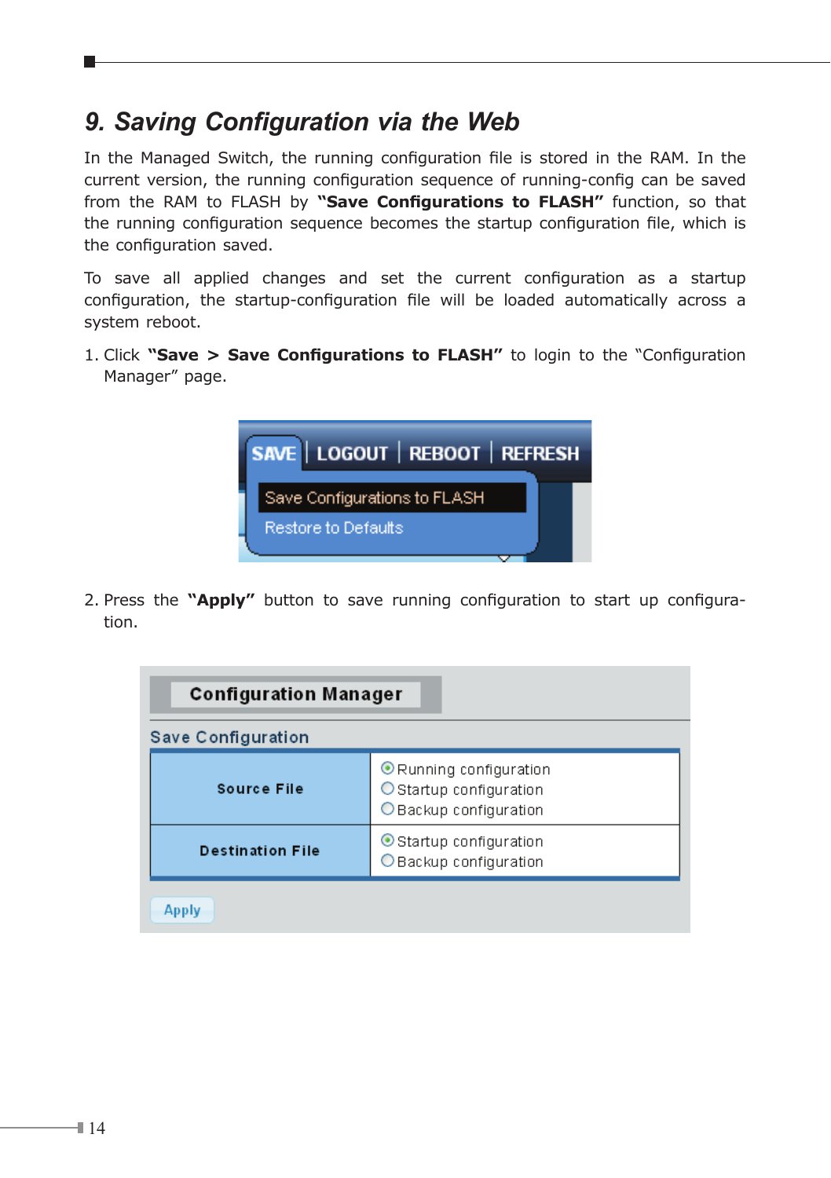# 9. Saving Configuration via the Web

In the Managed Switch, the running configuration file is stored in the RAM. In the current version, the running configuration sequence of running-config can be saved from the RAM to FLASH by **"Save Configurations to FLASH"** function, so that the running configuration sequence becomes the startup configuration file, which is the configuration saved.

To save all applied changes and set the current configuration as a startup configuration, the startup-configuration file will be loaded automatically across a system reboot.

1. Click **"Save > Save Configurations to FLASH"** to login to the "Configuration Manager" page.

2. Press the **"Apply"** button to save running configuration to start up configuration.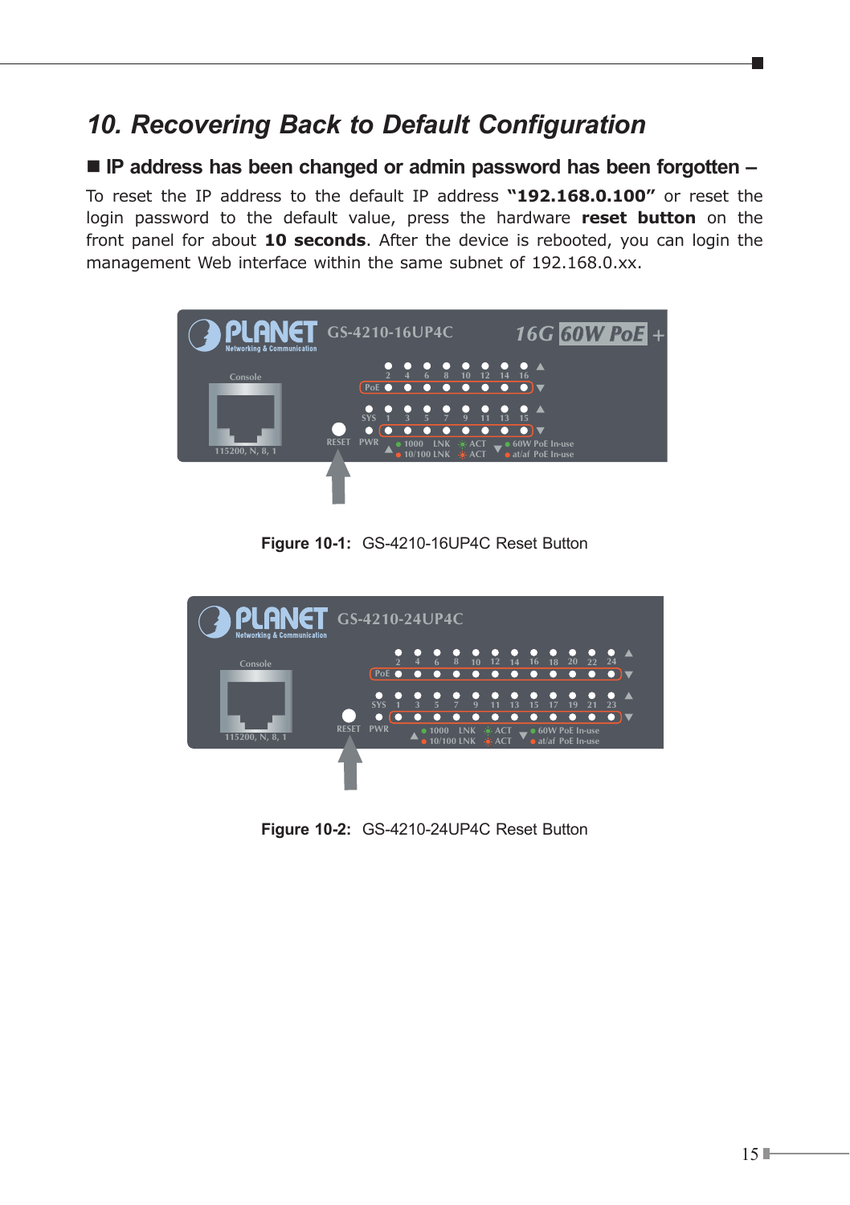# 10. Recovering Back to Default Configuration

## ■ IP address has been changed or admin password has been forgotten –

To reset the IP address to the default IP address **"192.168.0.100"** or reset the login password to the default value, press the hardware **reset button** on the front panel for about **10 seconds**. After the device is rebooted, you can login the management Web interface within the same subnet of 192.168.0.xx.

**Figure 10-1:** GS-4210-16UP4C Reset Button

**Figure 10-2:** GS-4210-24UP4C Reset Button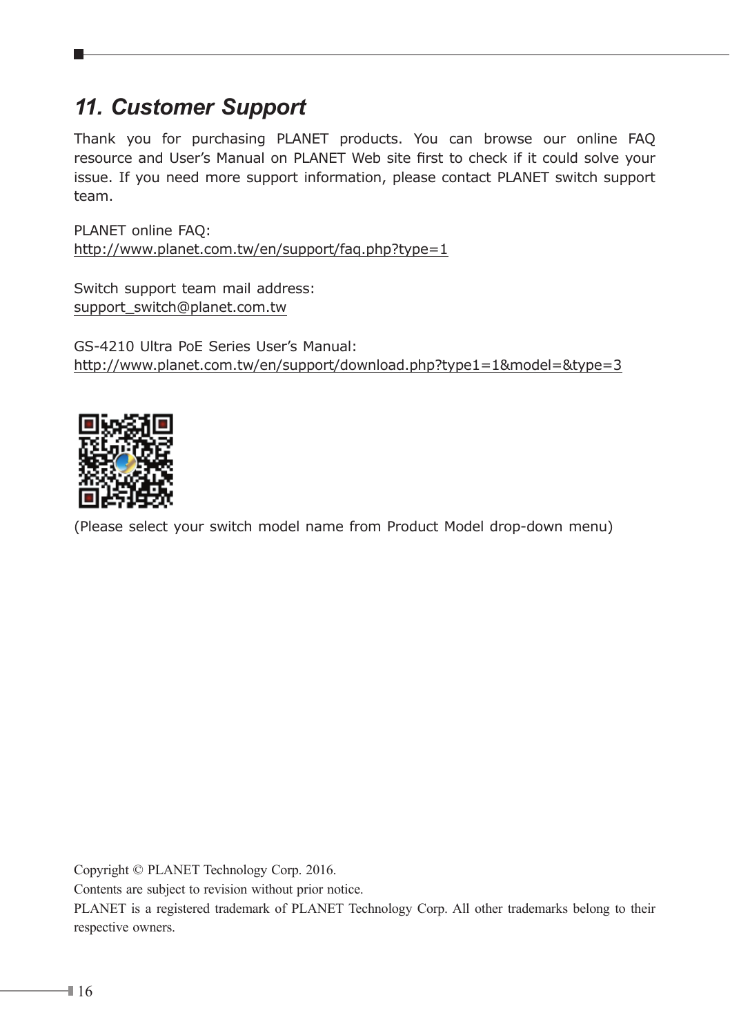## *11. Customer Support*

Thank you for purchasing PLANET products. You can browse our online FAQ resource and User's Manual on PLANET Web site first to check if it could solve your issue. If you need more support information, please contact PLANET switch support team.

PLANET online FAQ:
http://www.planet.com.tw/en/support/faq.php?type=1

Switch support team mail address:
support_switch@planet.com.tw

GS-4210 Ultra PoE Series User's Manual:
http://www.planet.com.tw/en/support/download.php?type1=1&model=&type=3

(Please select your switch model name from Product Model drop-down menu)

Copyright © PLANET Technology Corp. 2016.
Contents are subject to revision without prior notice.
PLANET is a registered trademark of PLANET Technology Corp. All other trademarks belong to their respective owners.